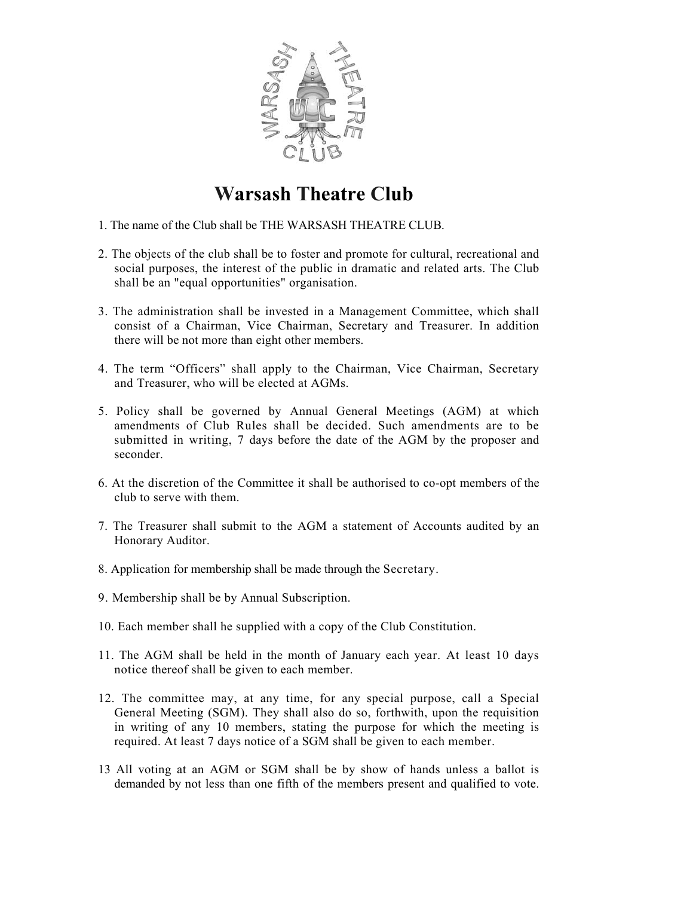# Warsash Theatre Club

1. The name of the Club shall be THE WARSASH THEATRE CLUB.

2. The objects of the club shall be to foster and promote for cultural, recreational and social purposes, the interest of the public in dramatic and related arts. The Club shall be an "equal opportunities" organisation.

3. The administration shall be invested in a Management Committee, which shall consist of a Chairman, Vice Chairman, Secretary and Treasurer. In addition there will be not more than eight other members.

4. The term "Officers" shall apply to the Chairman, Vice Chairman, Secretary and Treasurer, who will be elected at AGMs.

5. Policy shall be governed by Annual General Meetings (AGM) at which amendments of Club Rules shall be decided. Such amendments are to be submitted in writing, 7 days before the date of the AGM by the proposer and seconder.

6. At the discretion of the Committee it shall be authorised to co-opt members of the club to serve with them.

7. The Treasurer shall submit to the AGM a statement of Accounts audited by an Honorary Auditor.

8. Application for membership shall be made through the Secretary.

9. Membership shall be by Annual Subscription.

10. Each member shall he supplied with a copy of the Club Constitution.

11. The AGM shall be held in the month of January each year. At least 10 days notice thereof shall be given to each member.

12. The committee may, at any time, for any special purpose, call a Special General Meeting (SGM). They shall also do so, forthwith, upon the requisition in writing of any 10 members, stating the purpose for which the meeting is required. At least 7 days notice of a SGM shall be given to each member.

13 All voting at an AGM or SGM shall be by show of hands unless a ballot is demanded by not less than one fifth of the members present and qualified to vote.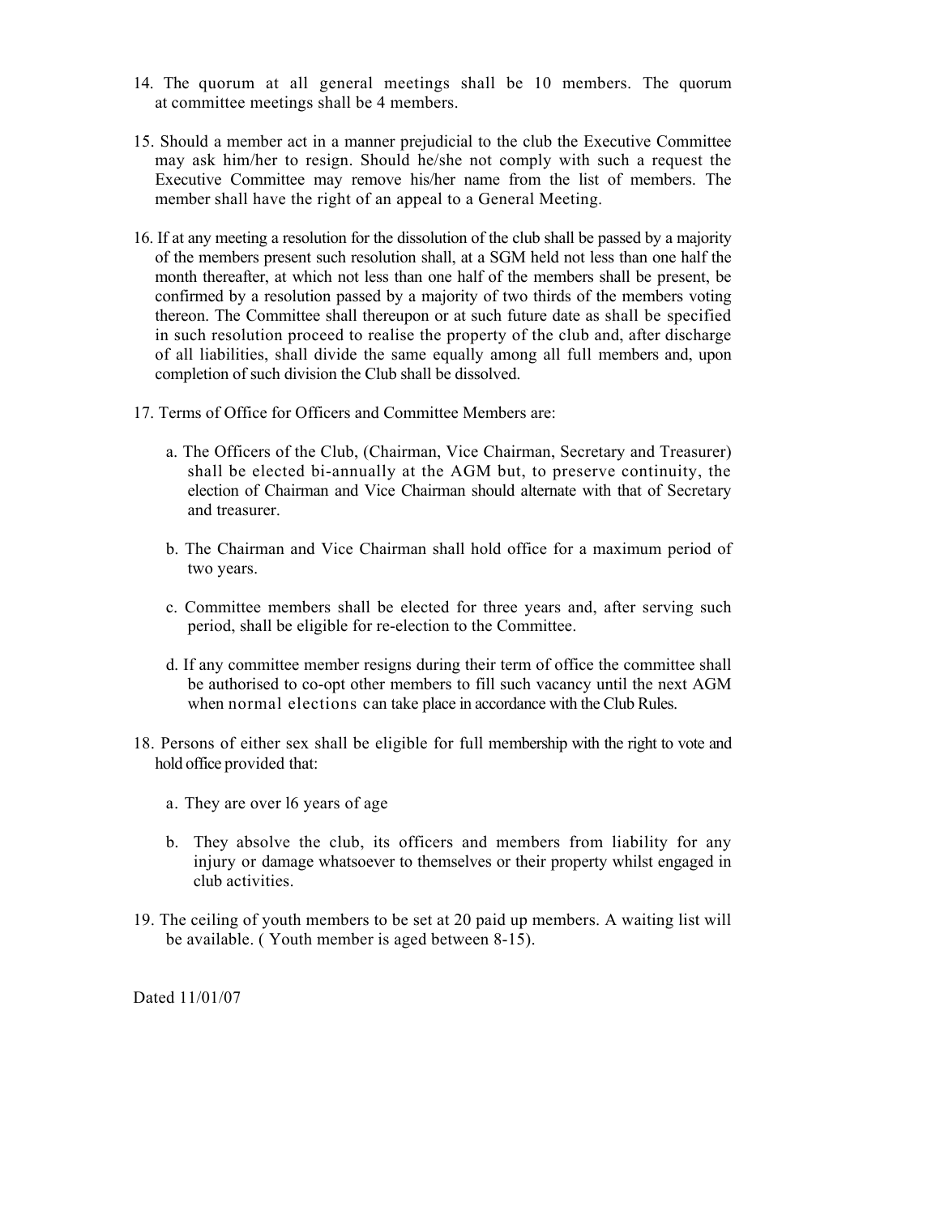14. The quorum at all general meetings shall be 10 members. The quorum at committee meetings shall be 4 members.

15. Should a member act in a manner prejudicial to the club the Executive Committee may ask him/her to resign. Should he/she not comply with such a request the Executive Committee may remove his/her name from the list of members. The member shall have the right of an appeal to a General Meeting.

16. If at any meeting a resolution for the dissolution of the club shall be passed by a majority of the members present such resolution shall, at a SGM held not less than one half the month thereafter, at which not less than one half of the members shall be present, be confirmed by a resolution passed by a majority of two thirds of the members voting thereon. The Committee shall thereupon or at such future date as shall be specified in such resolution proceed to realise the property of the club and, after discharge of all liabilities, shall divide the same equally among all full members and, upon completion of such division the Club shall be dissolved.

17. Terms of Office for Officers and Committee Members are:

    a. The Officers of the Club, (Chairman, Vice Chairman, Secretary and Treasurer) shall be elected bi-annually at the AGM but, to preserve continuity, the election of Chairman and Vice Chairman should alternate with that of Secretary and treasurer.

    b. The Chairman and Vice Chairman shall hold office for a maximum period of two years.

    c. Committee members shall be elected for three years and, after serving such period, shall be eligible for re-election to the Committee.

    d. If any committee member resigns during their term of office the committee shall be authorised to co-opt other members to fill such vacancy until the next AGM when normal elections can take place in accordance with the Club Rules.

18. Persons of either sex shall be eligible for full membership with the right to vote and hold office provided that:

    a. They are over l6 years of age

    b. They absolve the club, its officers and members from liability for any injury or damage whatsoever to themselves or their property whilst engaged in club activities.

19. The ceiling of youth members to be set at 20 paid up members. A waiting list will be available. ( Youth member is aged between 8-15).

Dated 11/01/07